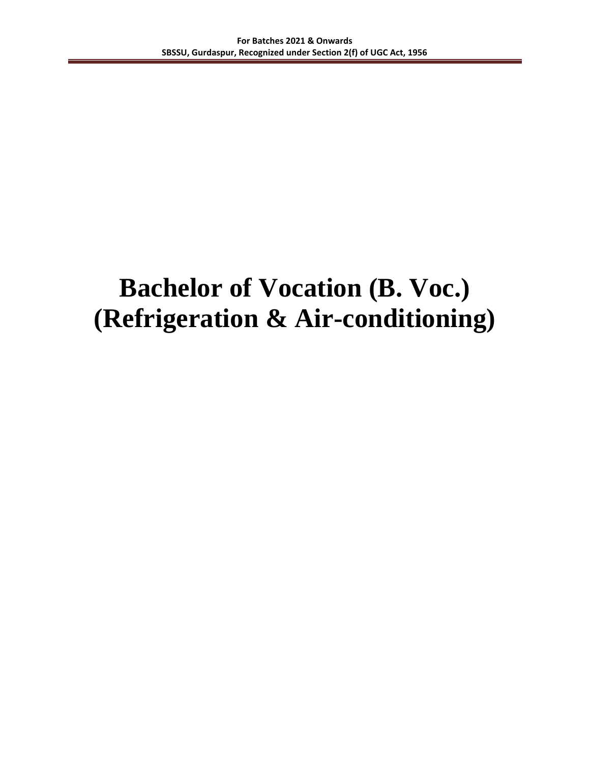# Bachelor of Vocation (B. Voc.)
# (Refrigeration & Air-conditioning)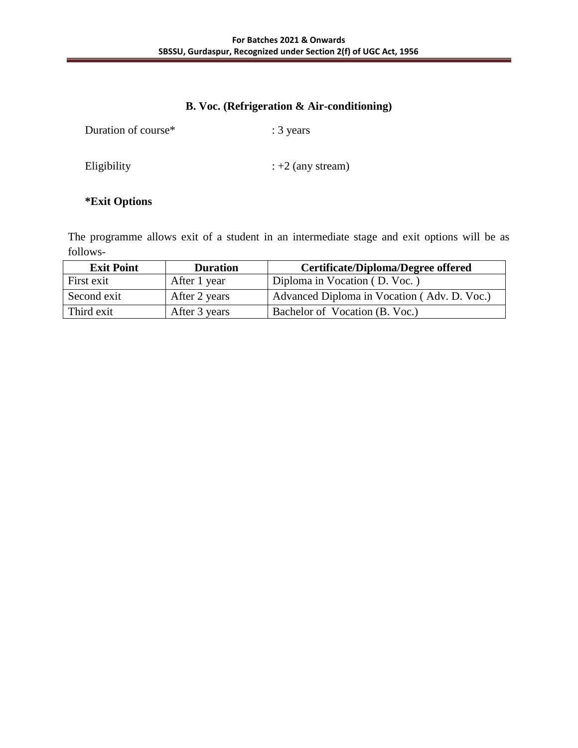## B. Voc. (Refrigeration & Air-conditioning)

Duration of course* : 3 years

Eligibility : +2 (any stream)

**\*Exit Options**

The programme allows exit of a student in an intermediate stage and exit options will be as follows-

| Exit Point | Duration | Certificate/Diploma/Degree offered |
|---|---|---|
| First exit | After 1 year | Diploma in Vocation ( D. Voc. ) |
| Second exit | After 2 years | Advanced Diploma in Vocation ( Adv. D. Voc.) |
| Third exit | After 3 years | Bachelor of Vocation (B. Voc.) |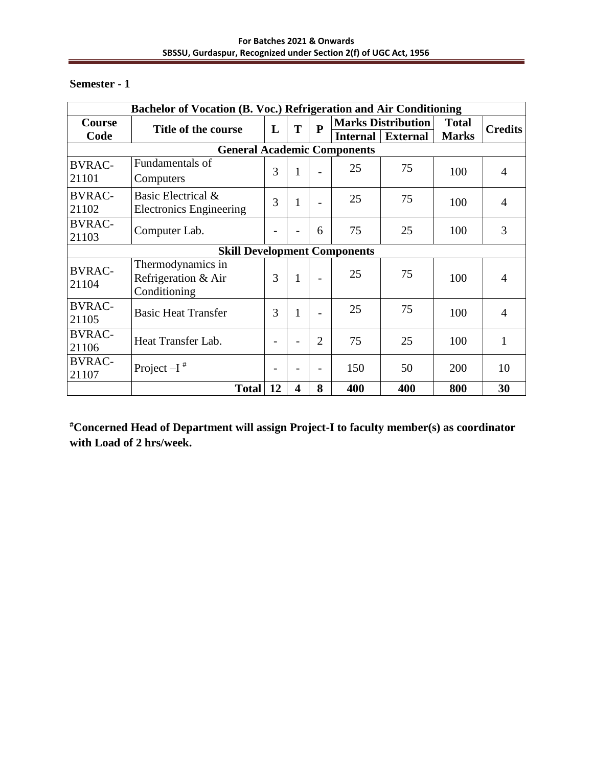**Semester - 1**

| Bachelor of Vocation (B. Voc.) Refrigeration and Air Conditioning | | | | | | | | |
|---|---|---|---|---|---|---|---|---|
| **Course Code** | **Title of the course** | **L** | **T** | **P** | **Marks Distribution** | | **Total Marks** | **Credits** |
| | | | | | **Internal** | **External** | | |
| **General Academic Components** | | | | | | | | |
| BVRAC-21101 | Fundamentals of Computers | 3 | 1 | - | 25 | 75 | 100 | 4 |
| BVRAC-21102 | Basic Electrical & Electronics Engineering | 3 | 1 | - | 25 | 75 | 100 | 4 |
| BVRAC-21103 | Computer Lab. | - | - | 6 | 75 | 25 | 100 | 3 |
| **Skill Development Components** | | | | | | | | |
| BVRAC-21104 | Thermodynamics in Refrigeration & Air Conditioning | 3 | 1 | - | 25 | 75 | 100 | 4 |
| BVRAC-21105 | Basic Heat Transfer | 3 | 1 | - | 25 | 75 | 100 | 4 |
| BVRAC-21106 | Heat Transfer Lab. | - | - | 2 | 75 | 25 | 100 | 1 |
| BVRAC-21107 | Project –I # | - | - | - | 150 | 50 | 200 | 10 |
| | **Total** | **12** | **4** | **8** | **400** | **400** | **800** | **30** |

**#Concerned Head of Department will assign Project-I to faculty member(s) as coordinator with Load of 2 hrs/week.**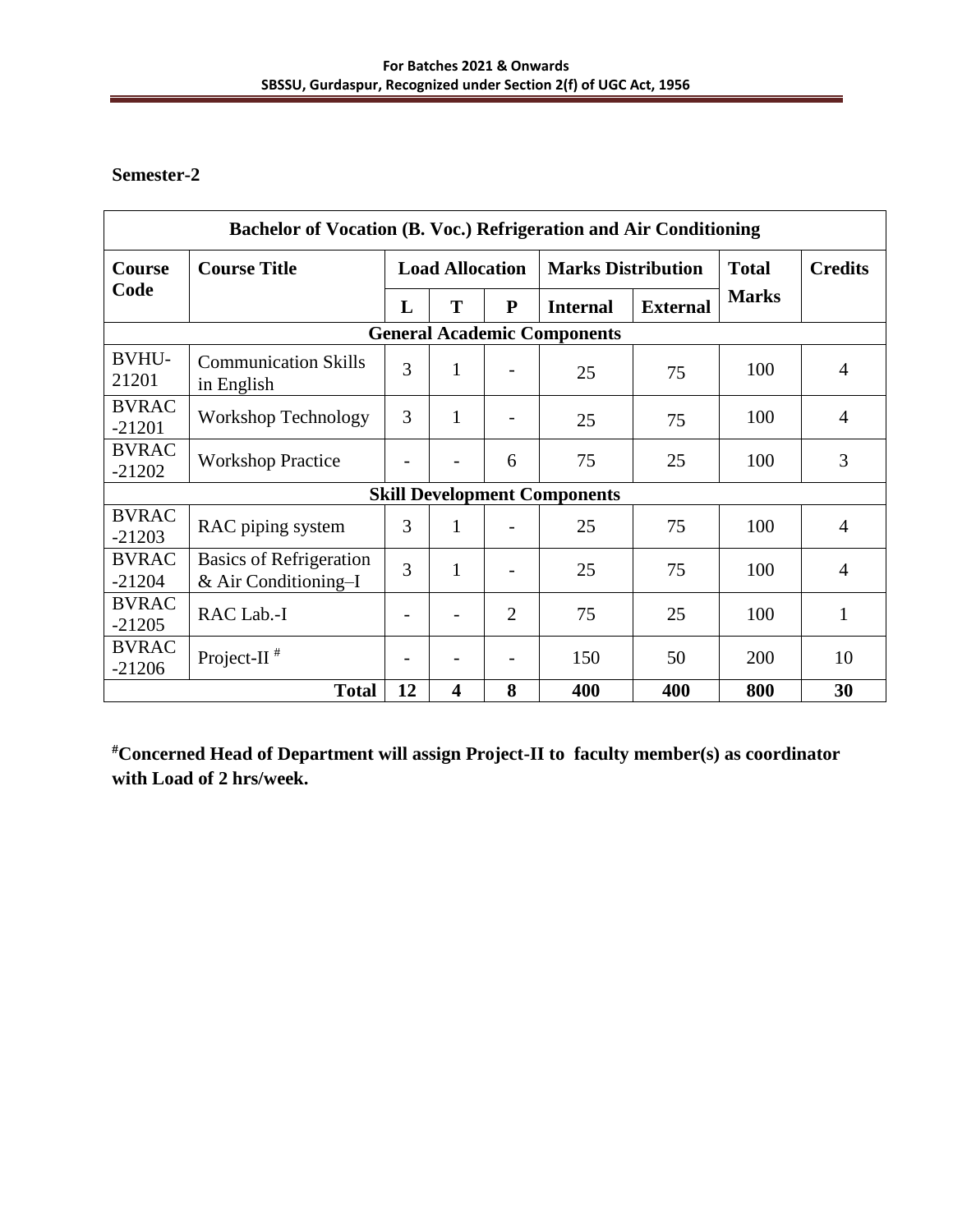**Semester-2**

| Bachelor of Vocation (B. Voc.) Refrigeration and Air Conditioning | | | | | | | | |
|---|---|---|---|---|---|---|---|---|
| **Course Code** | **Course Title** | **Load Allocation** | | | **Marks Distribution** | | **Total Marks** | **Credits** |
| | | **L** | **T** | **P** | **Internal** | **External** | | |
| **General Academic Components** | | | | | | | | |
| BVHU-21201 | Communication Skills in English | 3 | 1 | - | 25 | 75 | 100 | 4 |
| BVRAC-21201 | Workshop Technology | 3 | 1 | - | 25 | 75 | 100 | 4 |
| BVRAC-21202 | Workshop Practice | - | - | 6 | 75 | 25 | 100 | 3 |
| **Skill Development Components** | | | | | | | | |
| BVRAC-21203 | RAC piping system | 3 | 1 | - | 25 | 75 | 100 | 4 |
| BVRAC-21204 | Basics of Refrigeration & Air Conditioning–I | 3 | 1 | - | 25 | 75 | 100 | 4 |
| BVRAC-21205 | RAC Lab.-I | - | - | 2 | 75 | 25 | 100 | 1 |
| BVRAC-21206 | Project-II # | - | - | - | 150 | 50 | 200 | 10 |
| | **Total** | **12** | **4** | **8** | **400** | **400** | **800** | **30** |

**#Concerned Head of Department will assign Project-II to faculty member(s) as coordinator with Load of 2 hrs/week.**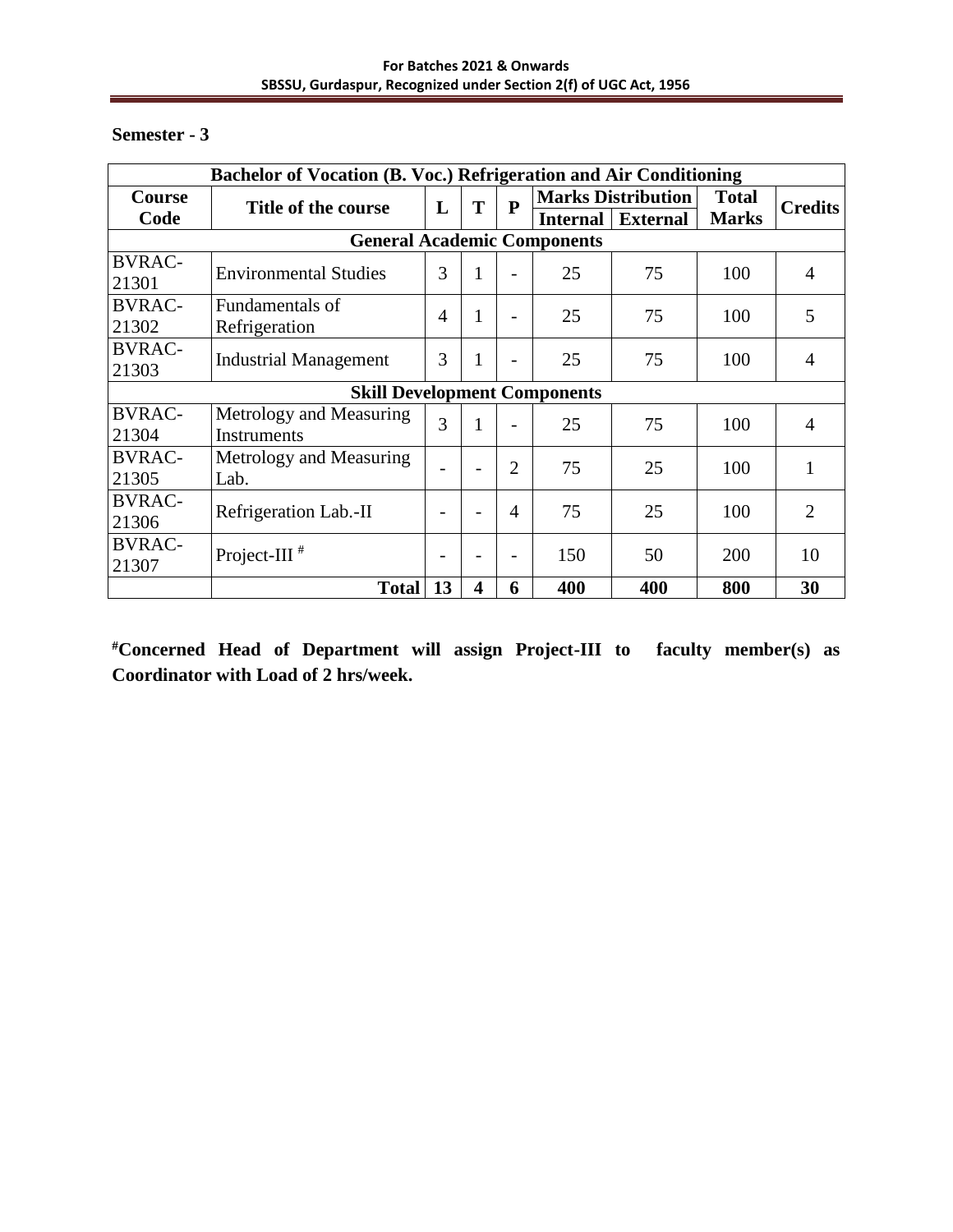**Semester - 3**

| Bachelor of Vocation (B. Voc.) Refrigeration and Air Conditioning | | | | | | | | |
|---|---|---|---|---|---|---|---|---|
| **Course Code** | **Title of the course** | **L** | **T** | **P** | **Marks Distribution** | | **Total Marks** | **Credits** |
| | | | | | **Internal** | **External** | | |
| **General Academic Components** | | | | | | | | |
| BVRAC-21301 | Environmental Studies | 3 | 1 | - | 25 | 75 | 100 | 4 |
| BVRAC-21302 | Fundamentals of Refrigeration | 4 | 1 | - | 25 | 75 | 100 | 5 |
| BVRAC-21303 | Industrial Management | 3 | 1 | - | 25 | 75 | 100 | 4 |
| **Skill Development Components** | | | | | | | | |
| BVRAC-21304 | Metrology and Measuring Instruments | 3 | 1 | - | 25 | 75 | 100 | 4 |
| BVRAC-21305 | Metrology and Measuring Lab. | - | - | 2 | 75 | 25 | 100 | 1 |
| BVRAC-21306 | Refrigeration Lab.-II | - | - | 4 | 75 | 25 | 100 | 2 |
| BVRAC-21307 | Project-III # | - | - | - | 150 | 50 | 200 | 10 |
| | **Total** | **13** | **4** | **6** | **400** | **400** | **800** | **30** |

**#Concerned Head of Department will assign Project-III to faculty member(s) as Coordinator with Load of 2 hrs/week.**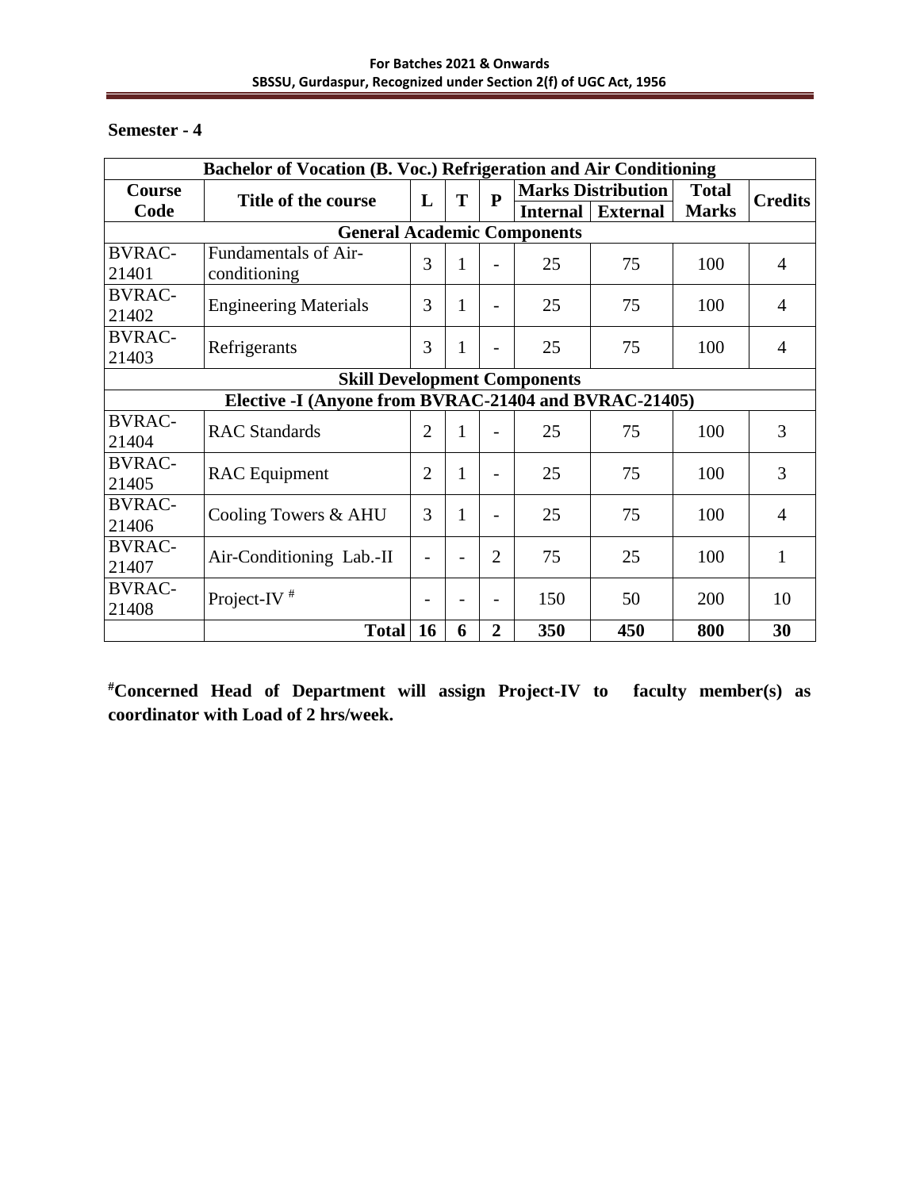**Semester - 4**

| Bachelor of Vocation (B. Voc.) Refrigeration and Air Conditioning | | | | | | | | |
|---|---|---|---|---|---|---|---|---|
| **Course Code** | **Title of the course** | **L** | **T** | **P** | **Marks Distribution** | | **Total Marks** | **Credits** |
| | | | | | **Internal** | **External** | | |
| **General Academic Components** | | | | | | | | |
| BVRAC-21401 | Fundamentals of Air-conditioning | 3 | 1 | - | 25 | 75 | 100 | 4 |
| BVRAC-21402 | Engineering Materials | 3 | 1 | - | 25 | 75 | 100 | 4 |
| BVRAC-21403 | Refrigerants | 3 | 1 | - | 25 | 75 | 100 | 4 |
| **Skill Development Components** | | | | | | | | |
| **Elective -I (Anyone from BVRAC-21404 and BVRAC-21405)** | | | | | | | | |
| BVRAC-21404 | RAC Standards | 2 | 1 | - | 25 | 75 | 100 | 3 |
| BVRAC-21405 | RAC Equipment | 2 | 1 | - | 25 | 75 | 100 | 3 |
| BVRAC-21406 | Cooling Towers & AHU | 3 | 1 | - | 25 | 75 | 100 | 4 |
| BVRAC-21407 | Air-Conditioning Lab.-II | - | - | 2 | 75 | 25 | 100 | 1 |
| BVRAC-21408 | Project-IV # | - | - | - | 150 | 50 | 200 | 10 |
| | **Total** | **16** | **6** | **2** | **350** | **450** | **800** | **30** |

**#Concerned Head of Department will assign Project-IV to faculty member(s) as coordinator with Load of 2 hrs/week.**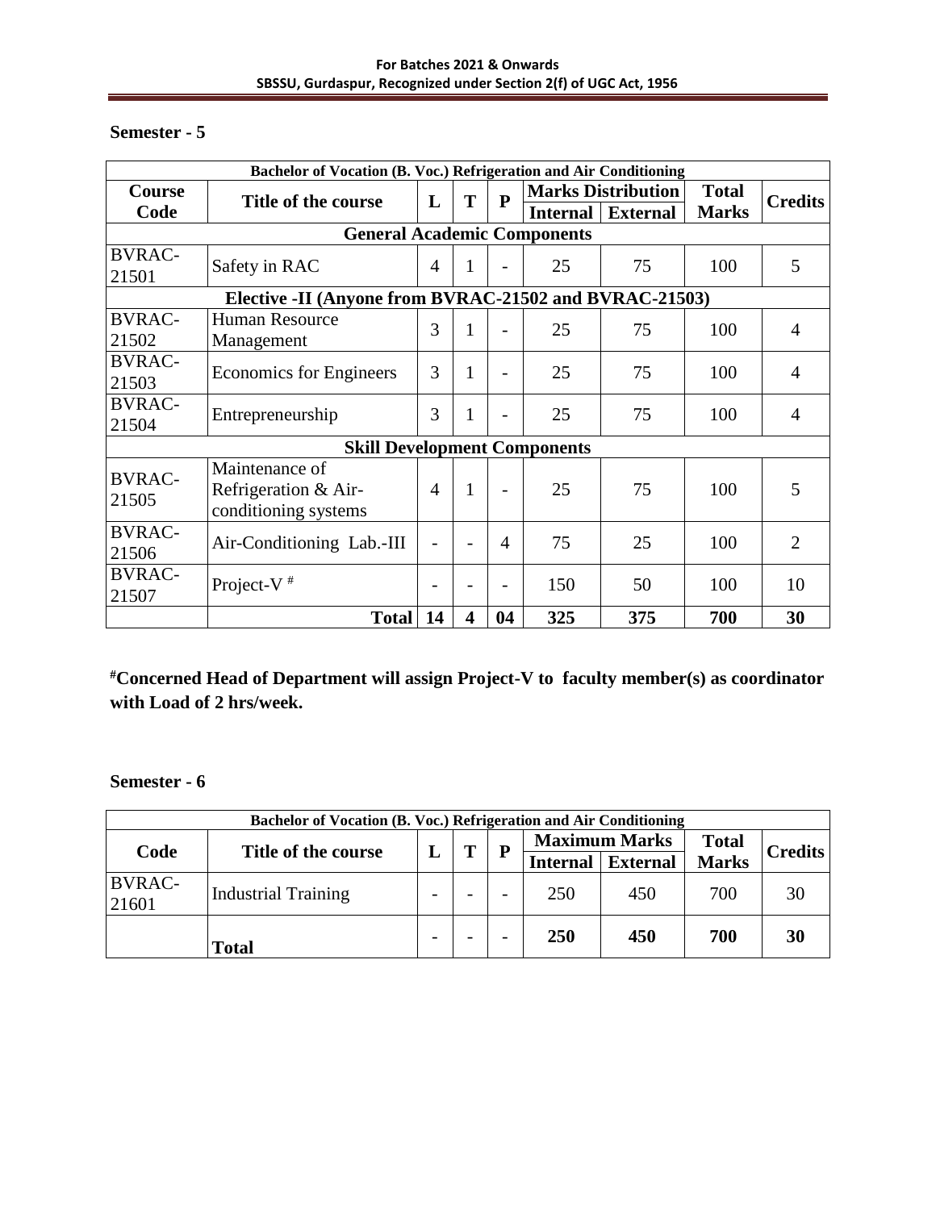## Semester - 5

| Bachelor of Vocation (B. Voc.) Refrigeration and Air Conditioning | | | | | | | | |
|---|---|---|---|---|---|---|---|---|
| **Course Code** | **Title of the course** | **L** | **T** | **P** | **Marks Distribution** | | **Total Marks** | **Credits** |
| | | | | | **Internal** | **External** | | |
| **General Academic Components** | | | | | | | | |
| BVRAC-21501 | Safety in RAC | 4 | 1 | - | 25 | 75 | 100 | 5 |
| **Elective -II (Anyone from BVRAC-21502 and BVRAC-21503)** | | | | | | | | |
| BVRAC-21502 | Human Resource Management | 3 | 1 | - | 25 | 75 | 100 | 4 |
| BVRAC-21503 | Economics for Engineers | 3 | 1 | - | 25 | 75 | 100 | 4 |
| BVRAC-21504 | Entrepreneurship | 3 | 1 | - | 25 | 75 | 100 | 4 |
| **Skill Development Components** | | | | | | | | |
| BVRAC-21505 | Maintenance of Refrigeration & Air-conditioning systems | 4 | 1 | - | 25 | 75 | 100 | 5 |
| BVRAC-21506 | Air-Conditioning Lab.-III | - | - | 4 | 75 | 25 | 100 | 2 |
| BVRAC-21507 | Project-V # | - | - | - | 150 | 50 | 100 | 10 |
| | **Total** | **14** | **4** | **04** | **325** | **375** | **700** | **30** |

**#Concerned Head of Department will assign Project-V to faculty member(s) as coordinator with Load of 2 hrs/week.**

## Semester - 6

| Bachelor of Vocation (B. Voc.) Refrigeration and Air Conditioning | | | | | | | | |
|---|---|---|---|---|---|---|---|---|
| **Code** | **Title of the course** | **L** | **T** | **P** | **Maximum Marks** | | **Total Marks** | **Credits** |
| | | | | | **Internal** | **External** | | |
| BVRAC-21601 | Industrial Training | - | - | - | 250 | 450 | 700 | 30 |
| | **Total** | **-** | **-** | **-** | **250** | **450** | **700** | **30** |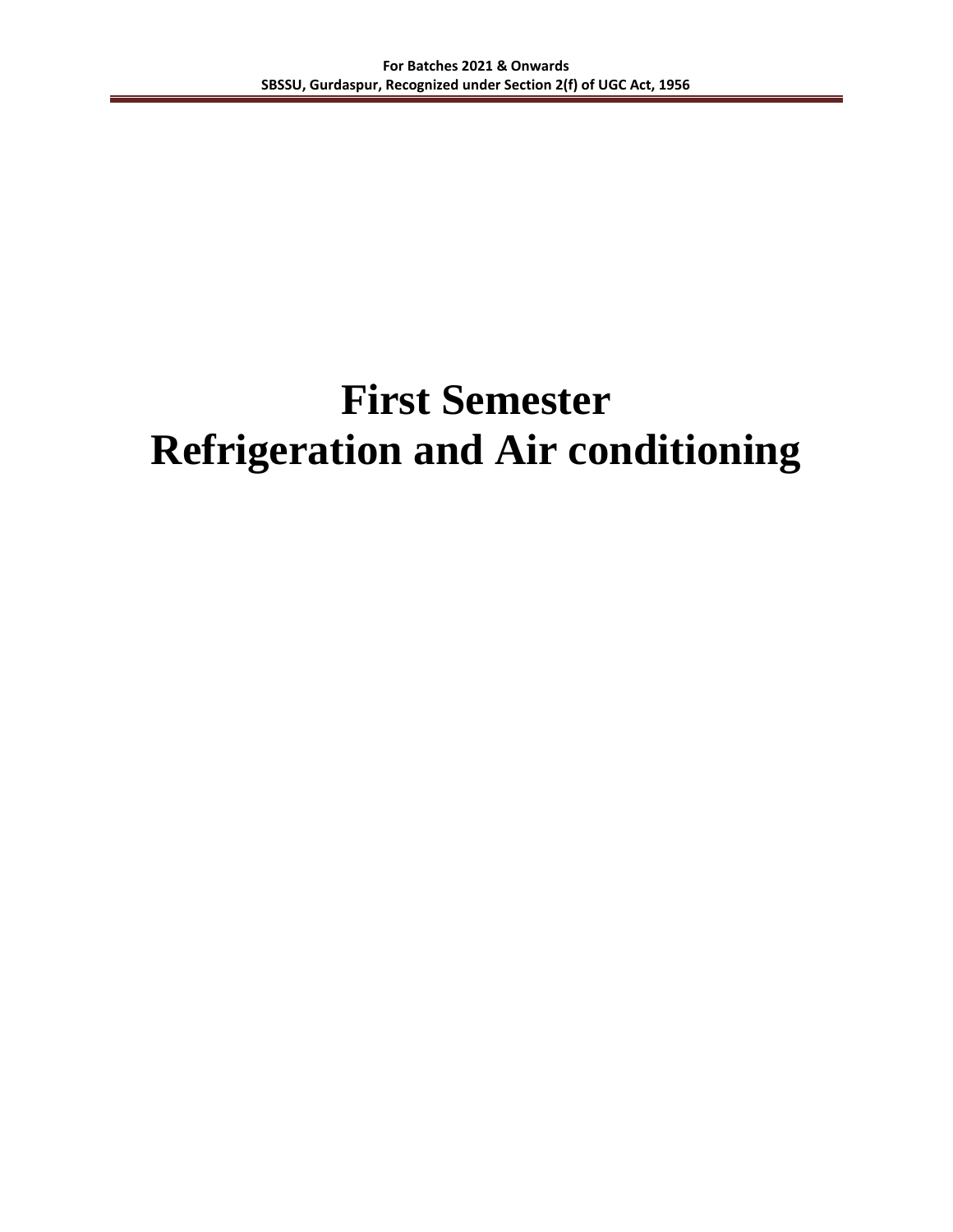# First Semester
# Refrigeration and Air conditioning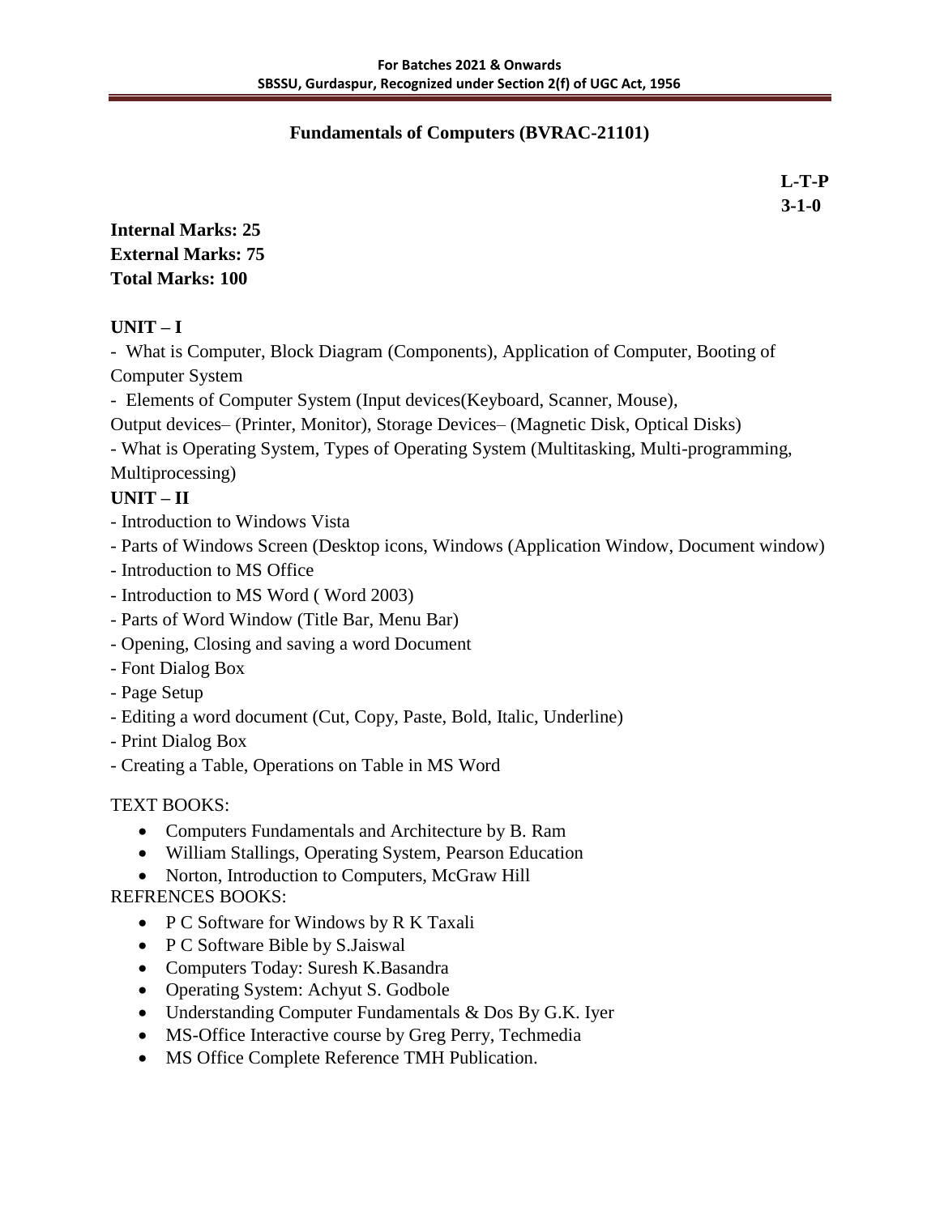## Fundamentals of Computers (BVRAC-21101)

**L-T-P**
**3-1-0**

**Internal Marks: 25**
**External Marks: 75**
**Total Marks: 100**

### UNIT – I

- What is Computer, Block Diagram (Components), Application of Computer, Booting of Computer System
- Elements of Computer System (Input devices(Keyboard, Scanner, Mouse), Output devices– (Printer, Monitor), Storage Devices– (Magnetic Disk, Optical Disks)
- What is Operating System, Types of Operating System (Multitasking, Multi-programming, Multiprocessing)

### UNIT – II

- Introduction to Windows Vista
- Parts of Windows Screen (Desktop icons, Windows (Application Window, Document window)
- Introduction to MS Office
- Introduction to MS Word ( Word 2003)
- Parts of Word Window (Title Bar, Menu Bar)
- Opening, Closing and saving a word Document
- Font Dialog Box
- Page Setup
- Editing a word document (Cut, Copy, Paste, Bold, Italic, Underline)
- Print Dialog Box
- Creating a Table, Operations on Table in MS Word

TEXT BOOKS:

- Computers Fundamentals and Architecture by B. Ram
- William Stallings, Operating System, Pearson Education
- Norton, Introduction to Computers, McGraw Hill

REFRENCES BOOKS:

- P C Software for Windows by R K Taxali
- P C Software Bible by S.Jaiswal
- Computers Today: Suresh K.Basandra
- Operating System: Achyut S. Godbole
- Understanding Computer Fundamentals & Dos By G.K. Iyer
- MS-Office Interactive course by Greg Perry, Techmedia
- MS Office Complete Reference TMH Publication.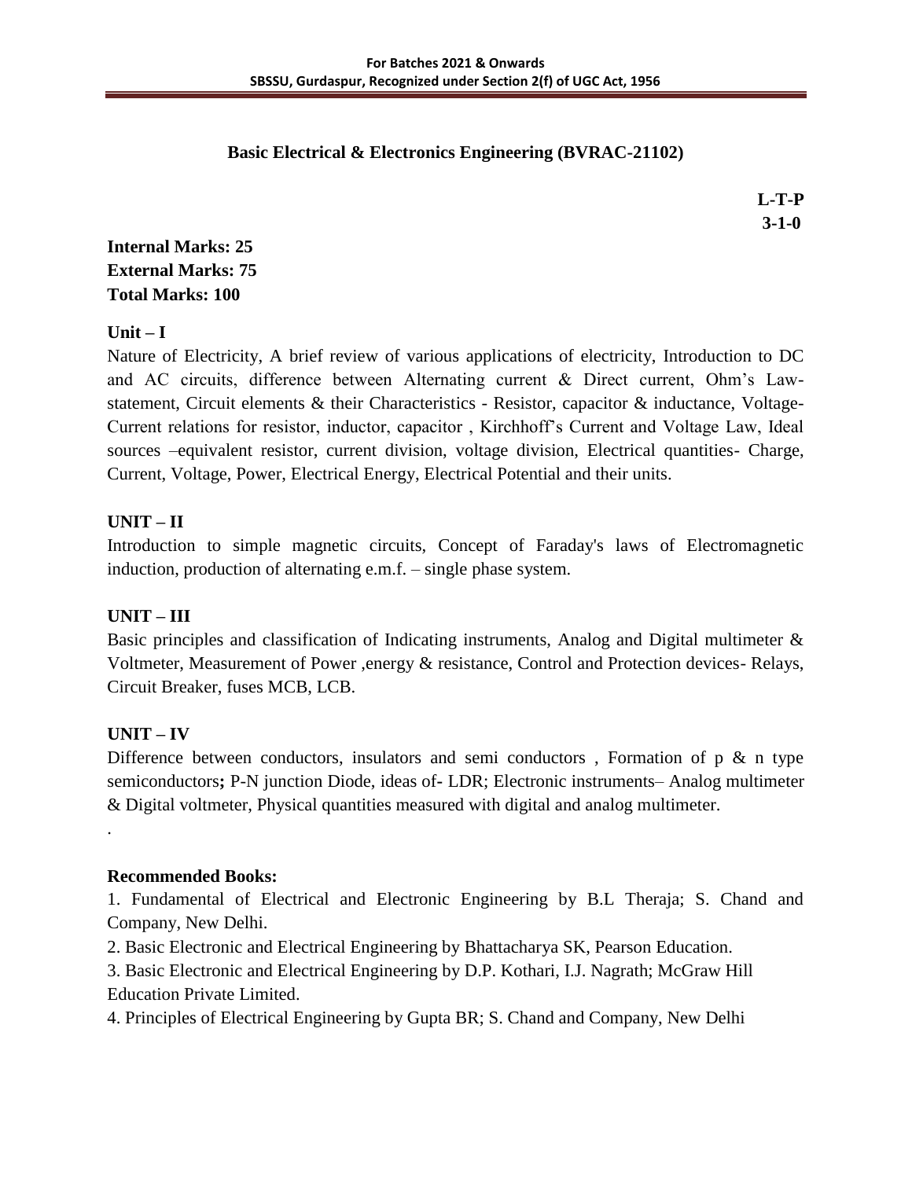# Basic Electrical & Electronics Engineering (BVRAC-21102)

**L-T-P**
**3-1-0**

**Internal Marks: 25**
**External Marks: 75**
**Total Marks: 100**

**Unit – I**

Nature of Electricity, A brief review of various applications of electricity, Introduction to DC and AC circuits, difference between Alternating current & Direct current, Ohm's Law-statement, Circuit elements & their Characteristics - Resistor, capacitor & inductance, Voltage-Current relations for resistor, inductor, capacitor , Kirchhoff's Current and Voltage Law, Ideal sources –equivalent resistor, current division, voltage division, Electrical quantities- Charge, Current, Voltage, Power, Electrical Energy, Electrical Potential and their units.

**UNIT – II**

Introduction to simple magnetic circuits, Concept of Faraday's laws of Electromagnetic induction, production of alternating e.m.f. – single phase system.

**UNIT – III**

Basic principles and classification of Indicating instruments, Analog and Digital multimeter & Voltmeter, Measurement of Power ,energy & resistance, Control and Protection devices- Relays, Circuit Breaker, fuses MCB, LCB.

**UNIT – IV**

Difference between conductors, insulators and semi conductors , Formation of p & n type semiconductors**;** P-N junction Diode, ideas of- LDR; Electronic instruments– Analog multimeter & Digital voltmeter, Physical quantities measured with digital and analog multimeter.

.

**Recommended Books:**

1. Fundamental of Electrical and Electronic Engineering by B.L Theraja; S. Chand and Company, New Delhi.
2. Basic Electronic and Electrical Engineering by Bhattacharya SK, Pearson Education.
3. Basic Electronic and Electrical Engineering by D.P. Kothari, I.J. Nagrath; McGraw Hill Education Private Limited.
4. Principles of Electrical Engineering by Gupta BR; S. Chand and Company, New Delhi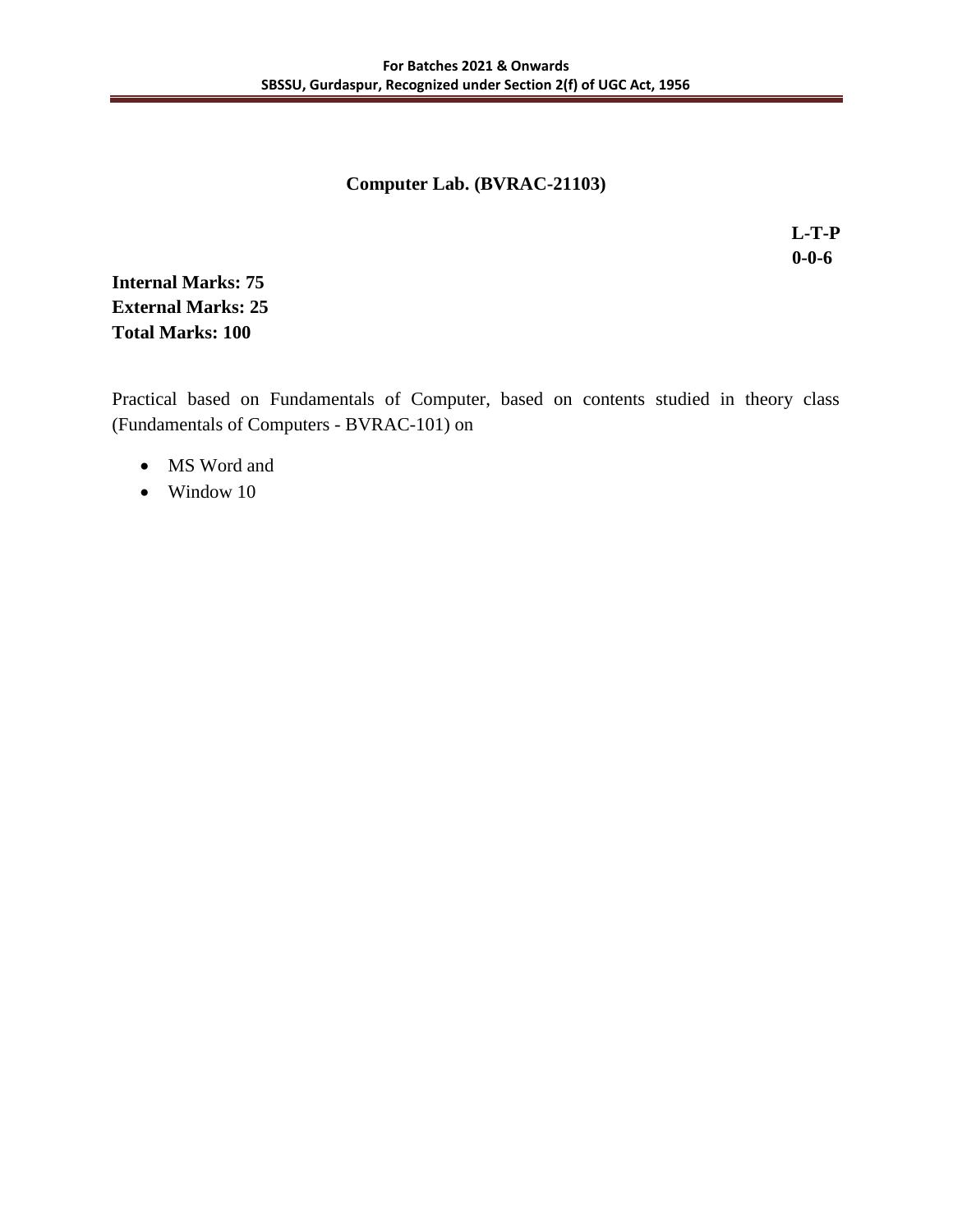## Computer Lab. (BVRAC-21103)

**L-T-P**
**0-0-6**

**Internal Marks: 75**
**External Marks: 25**
**Total Marks: 100**

Practical based on Fundamentals of Computer, based on contents studied in theory class (Fundamentals of Computers - BVRAC-101) on

- MS Word and
- Window 10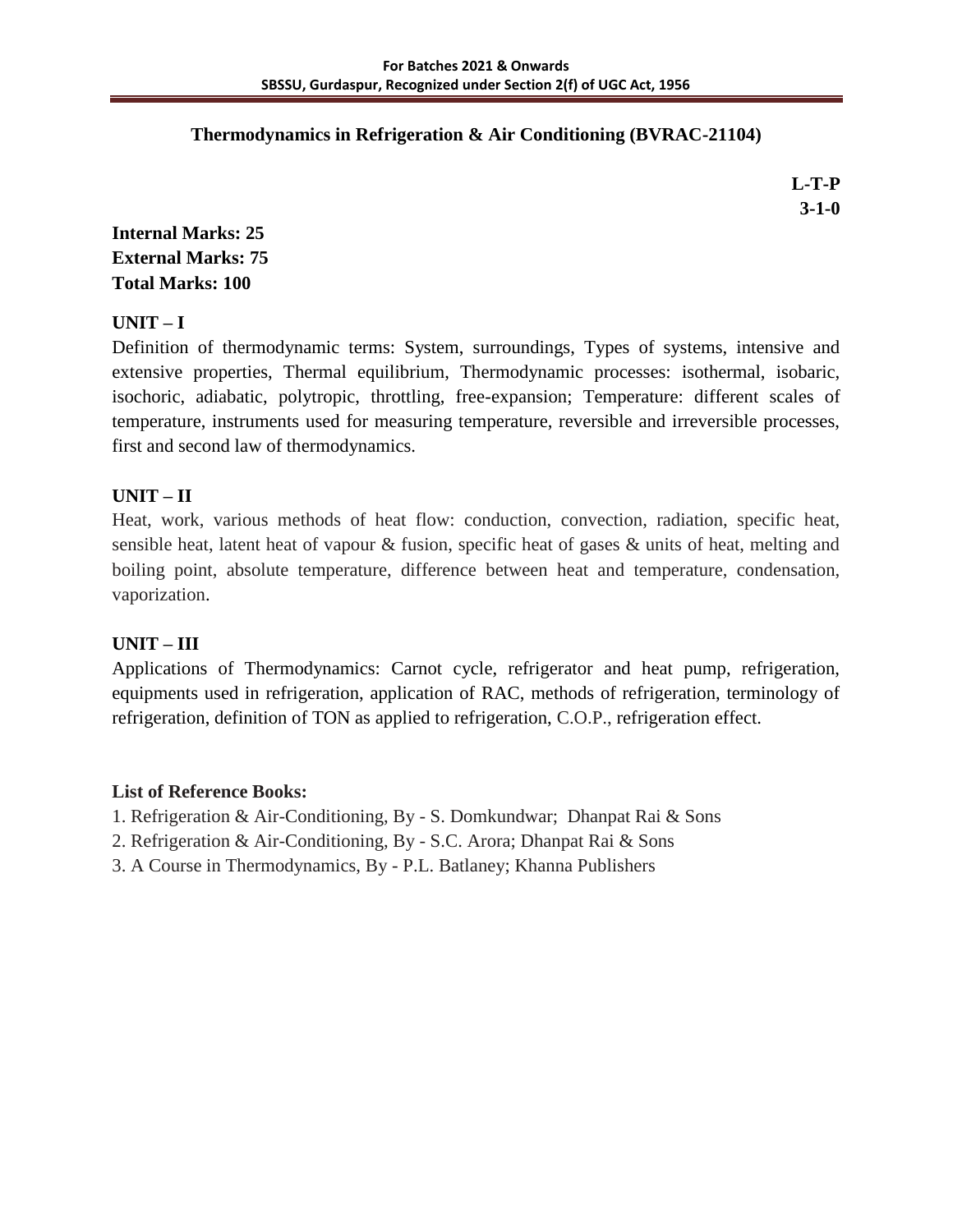## Thermodynamics in Refrigeration & Air Conditioning (BVRAC-21104)

**L-T-P**
**3-1-0**

**Internal Marks: 25**
**External Marks: 75**
**Total Marks: 100**

### UNIT – I

Definition of thermodynamic terms: System, surroundings, Types of systems, intensive and extensive properties, Thermal equilibrium, Thermodynamic processes: isothermal, isobaric, isochoric, adiabatic, polytropic, throttling, free-expansion; Temperature: different scales of temperature, instruments used for measuring temperature, reversible and irreversible processes, first and second law of thermodynamics.

### UNIT – II

Heat, work, various methods of heat flow: conduction, convection, radiation, specific heat, sensible heat, latent heat of vapour & fusion, specific heat of gases & units of heat, melting and boiling point, absolute temperature, difference between heat and temperature, condensation, vaporization.

### UNIT – III

Applications of Thermodynamics: Carnot cycle, refrigerator and heat pump, refrigeration, equipments used in refrigeration, application of RAC, methods of refrigeration, terminology of refrigeration, definition of TON as applied to refrigeration, C.O.P., refrigeration effect.

**List of Reference Books:**

1. Refrigeration & Air-Conditioning, By - S. Domkundwar; Dhanpat Rai & Sons
2. Refrigeration & Air-Conditioning, By - S.C. Arora; Dhanpat Rai & Sons
3. A Course in Thermodynamics, By - P.L. Batlaney; Khanna Publishers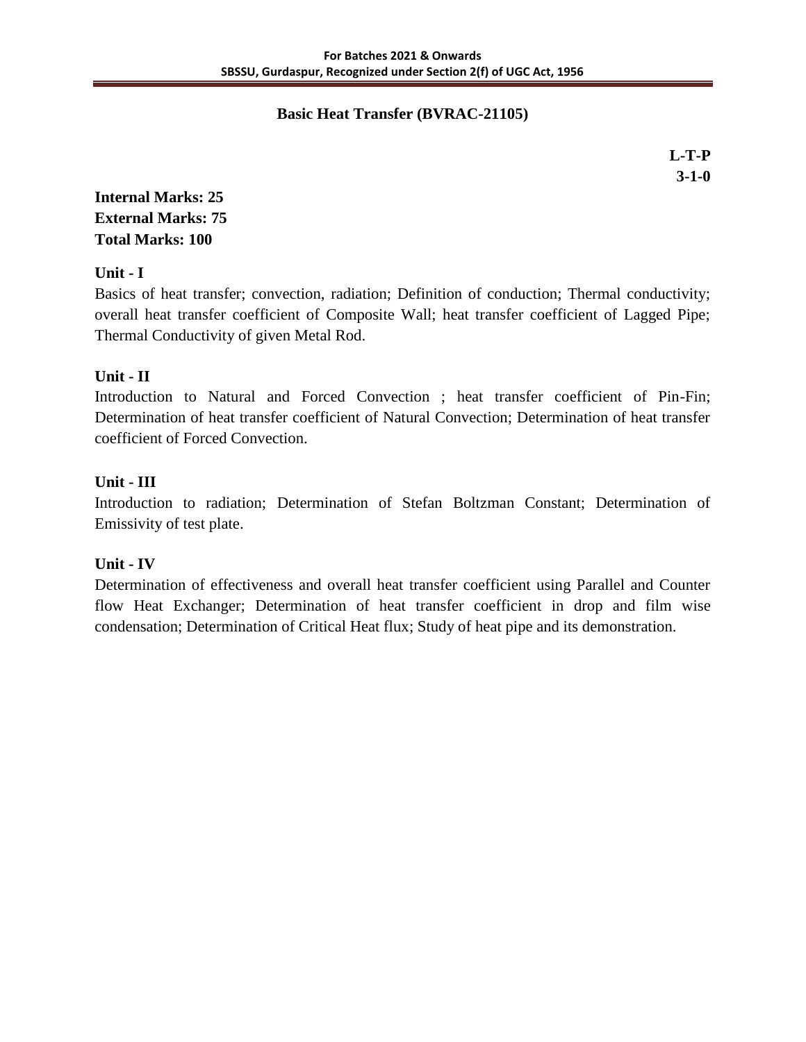## Basic Heat Transfer (BVRAC-21105)

**L-T-P**
**3-1-0**

**Internal Marks: 25**
**External Marks: 75**
**Total Marks: 100**

**Unit - I**

Basics of heat transfer; convection, radiation; Definition of conduction; Thermal conductivity; overall heat transfer coefficient of Composite Wall; heat transfer coefficient of Lagged Pipe; Thermal Conductivity of given Metal Rod.

**Unit - II**

Introduction to Natural and Forced Convection ; heat transfer coefficient of Pin-Fin; Determination of heat transfer coefficient of Natural Convection; Determination of heat transfer coefficient of Forced Convection.

**Unit - III**

Introduction to radiation; Determination of Stefan Boltzman Constant; Determination of Emissivity of test plate.

**Unit - IV**

Determination of effectiveness and overall heat transfer coefficient using Parallel and Counter flow Heat Exchanger; Determination of heat transfer coefficient in drop and film wise condensation; Determination of Critical Heat flux; Study of heat pipe and its demonstration.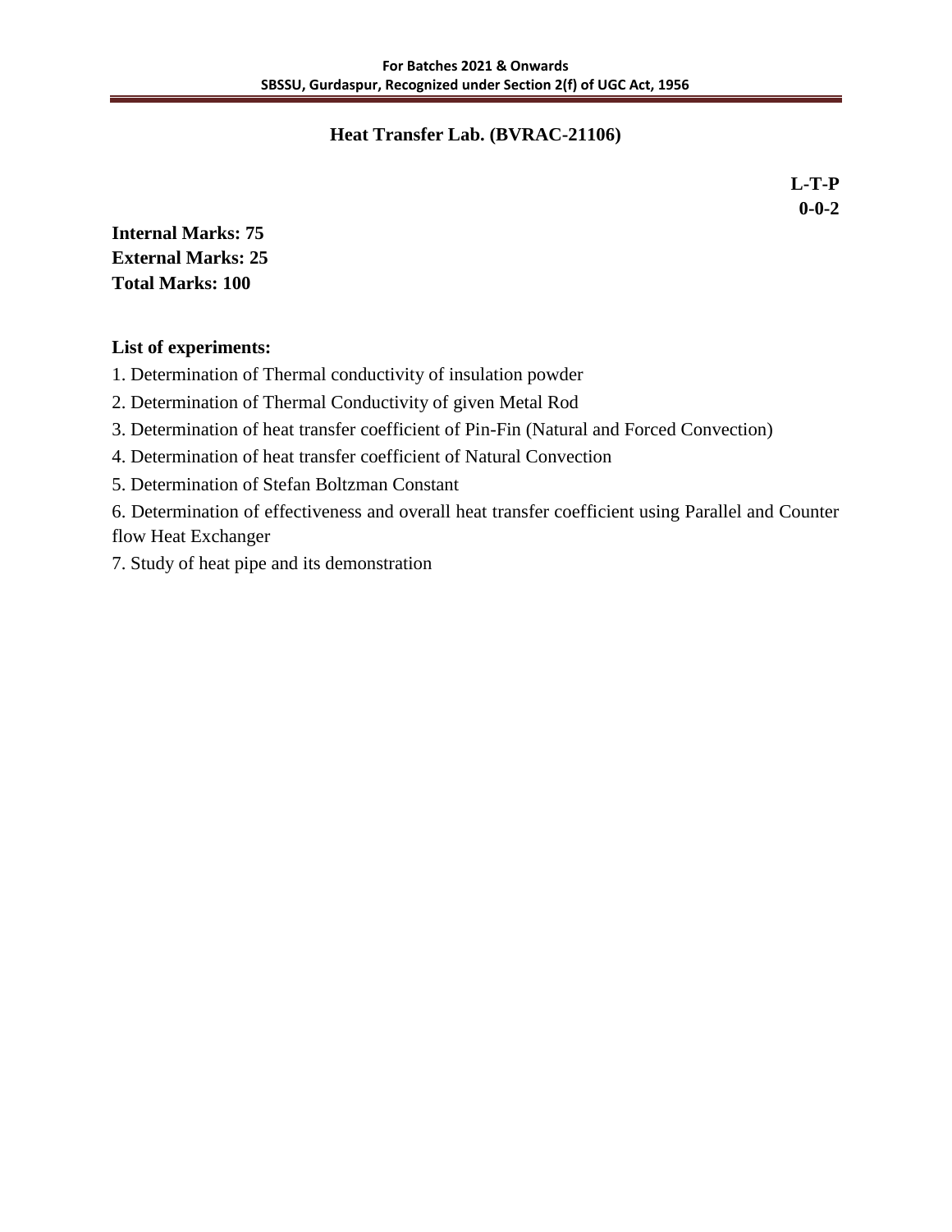## Heat Transfer Lab. (BVRAC-21106)

**L-T-P**
**0-0-2**

**Internal Marks: 75**
**External Marks: 25**
**Total Marks: 100**

**List of experiments:**

1. Determination of Thermal conductivity of insulation powder
2. Determination of Thermal Conductivity of given Metal Rod
3. Determination of heat transfer coefficient of Pin-Fin (Natural and Forced Convection)
4. Determination of heat transfer coefficient of Natural Convection
5. Determination of Stefan Boltzman Constant
6. Determination of effectiveness and overall heat transfer coefficient using Parallel and Counter flow Heat Exchanger
7. Study of heat pipe and its demonstration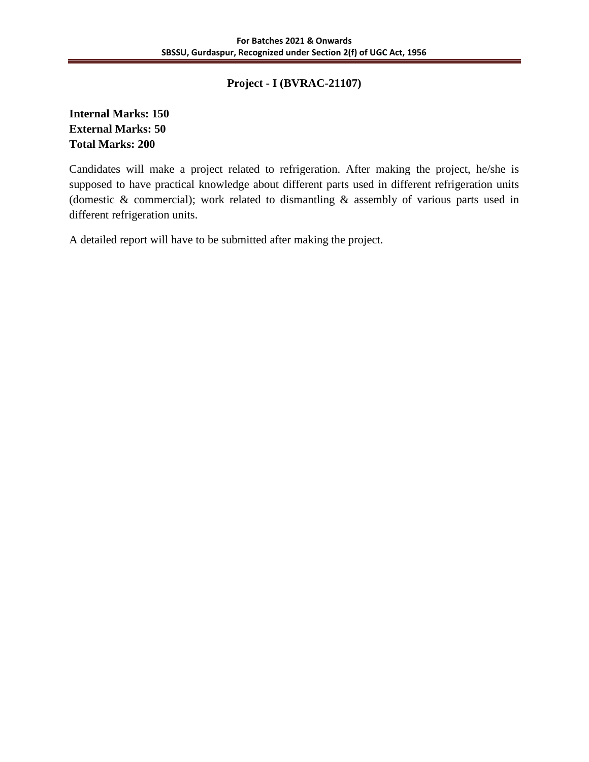## Project - I (BVRAC-21107)

**Internal Marks: 150**
**External Marks: 50**
**Total Marks: 200**

Candidates will make a project related to refrigeration. After making the project, he/she is supposed to have practical knowledge about different parts used in different refrigeration units (domestic & commercial); work related to dismantling & assembly of various parts used in different refrigeration units.

A detailed report will have to be submitted after making the project.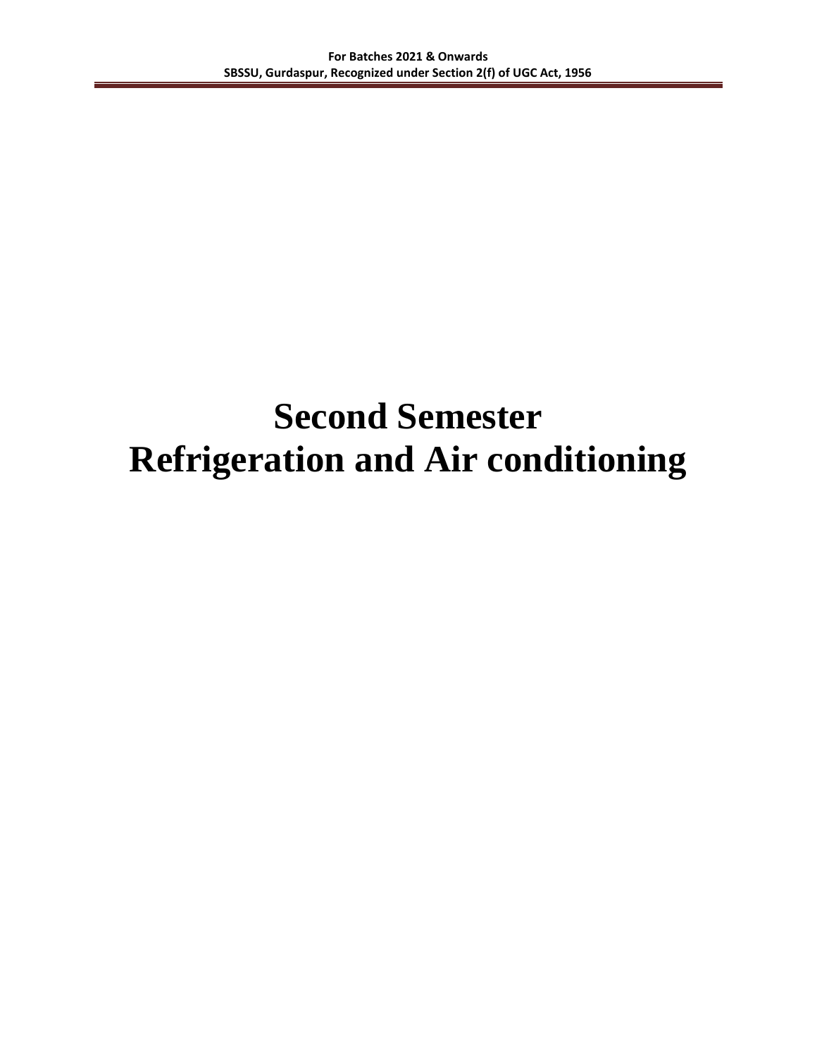# Second Semester
# Refrigeration and Air conditioning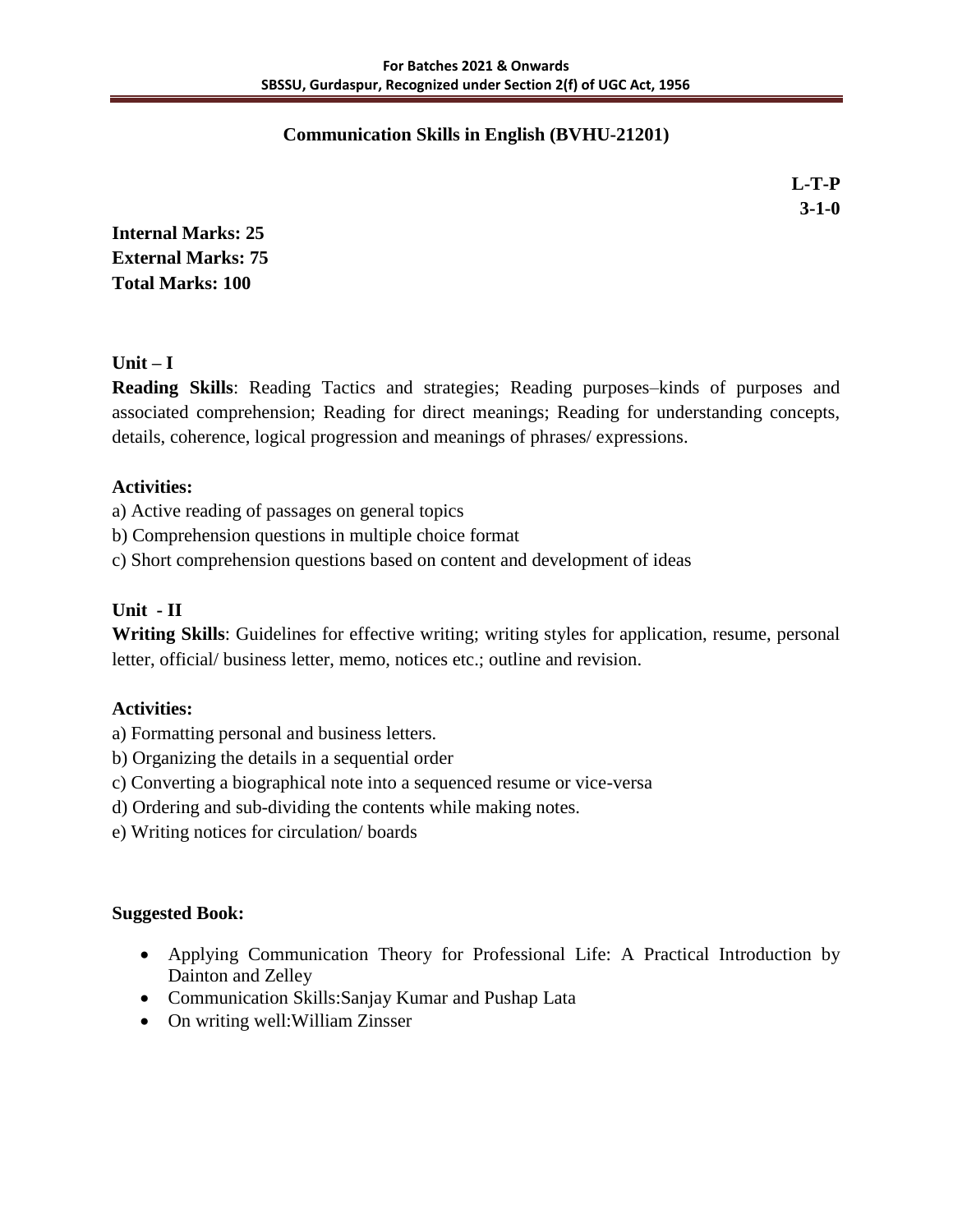## Communication Skills in English (BVHU-21201)

**L-T-P**
**3-1-0**

**Internal Marks: 25**
**External Marks: 75**
**Total Marks: 100**

### Unit – I

**Reading Skills**: Reading Tactics and strategies; Reading purposes–kinds of purposes and associated comprehension; Reading for direct meanings; Reading for understanding concepts, details, coherence, logical progression and meanings of phrases/ expressions.

**Activities:**

a) Active reading of passages on general topics
b) Comprehension questions in multiple choice format
c) Short comprehension questions based on content and development of ideas

### Unit - II

**Writing Skills**: Guidelines for effective writing; writing styles for application, resume, personal letter, official/ business letter, memo, notices etc.; outline and revision.

**Activities:**

a) Formatting personal and business letters.
b) Organizing the details in a sequential order
c) Converting a biographical note into a sequenced resume or vice-versa
d) Ordering and sub-dividing the contents while making notes.
e) Writing notices for circulation/ boards

**Suggested Book:**

- Applying Communication Theory for Professional Life: A Practical Introduction by Dainton and Zelley
- Communication Skills:Sanjay Kumar and Pushap Lata
- On writing well:William Zinsser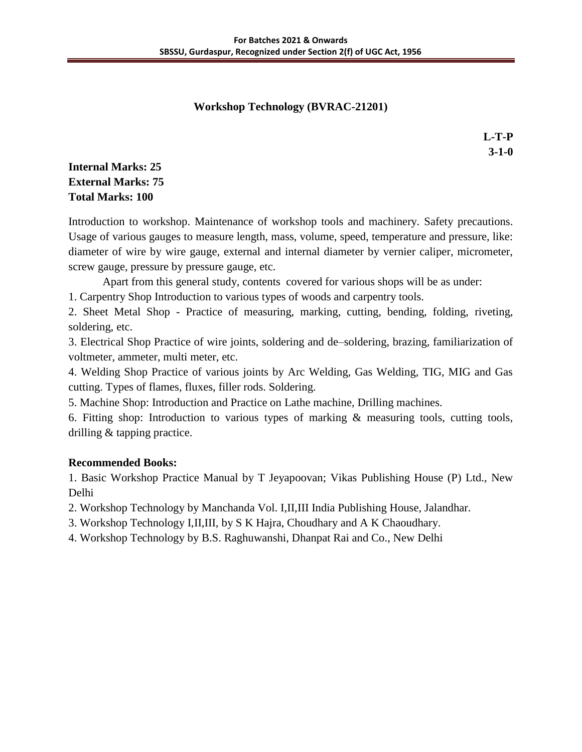## Workshop Technology (BVRAC-21201)

**L-T-P**
**3-1-0**

**Internal Marks: 25**
**External Marks: 75**
**Total Marks: 100**

Introduction to workshop. Maintenance of workshop tools and machinery. Safety precautions. Usage of various gauges to measure length, mass, volume, speed, temperature and pressure, like: diameter of wire by wire gauge, external and internal diameter by vernier caliper, micrometer, screw gauge, pressure by pressure gauge, etc.

Apart from this general study, contents covered for various shops will be as under:

1. Carpentry Shop Introduction to various types of woods and carpentry tools.
2. Sheet Metal Shop - Practice of measuring, marking, cutting, bending, folding, riveting, soldering, etc.
3. Electrical Shop Practice of wire joints, soldering and de–soldering, brazing, familiarization of voltmeter, ammeter, multi meter, etc.
4. Welding Shop Practice of various joints by Arc Welding, Gas Welding, TIG, MIG and Gas cutting. Types of flames, fluxes, filler rods. Soldering.
5. Machine Shop: Introduction and Practice on Lathe machine, Drilling machines.
6. Fitting shop: Introduction to various types of marking & measuring tools, cutting tools, drilling & tapping practice.

**Recommended Books:**

1. Basic Workshop Practice Manual by T Jeyapoovan; Vikas Publishing House (P) Ltd., New Delhi
2. Workshop Technology by Manchanda Vol. I,II,III India Publishing House, Jalandhar.
3. Workshop Technology I,II,III, by S K Hajra, Choudhary and A K Chaoudhary.
4. Workshop Technology by B.S. Raghuwanshi, Dhanpat Rai and Co., New Delhi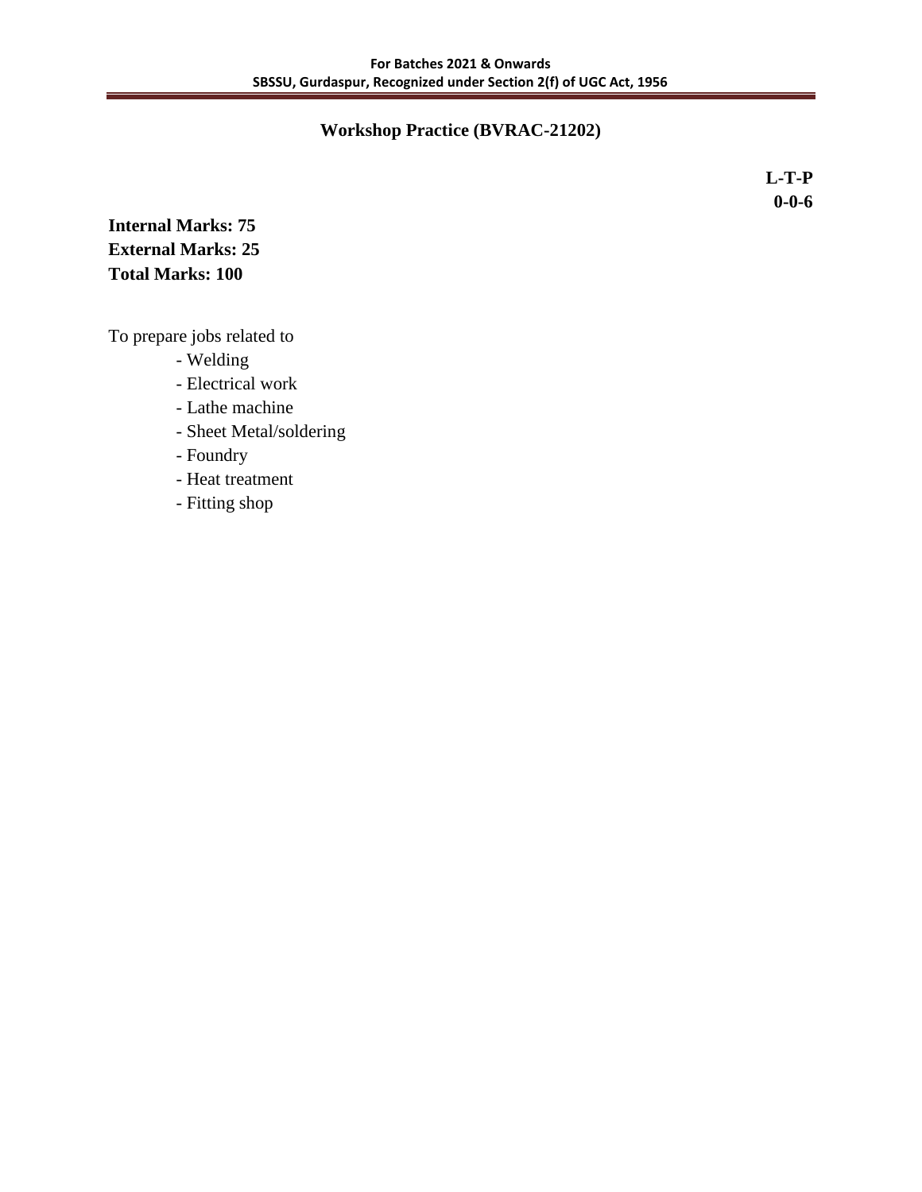# Workshop Practice (BVRAC-21202)

**L-T-P**
**0-0-6**

**Internal Marks: 75**
**External Marks: 25**
**Total Marks: 100**

To prepare jobs related to

- Welding
- Electrical work
- Lathe machine
- Sheet Metal/soldering
- Foundry
- Heat treatment
- Fitting shop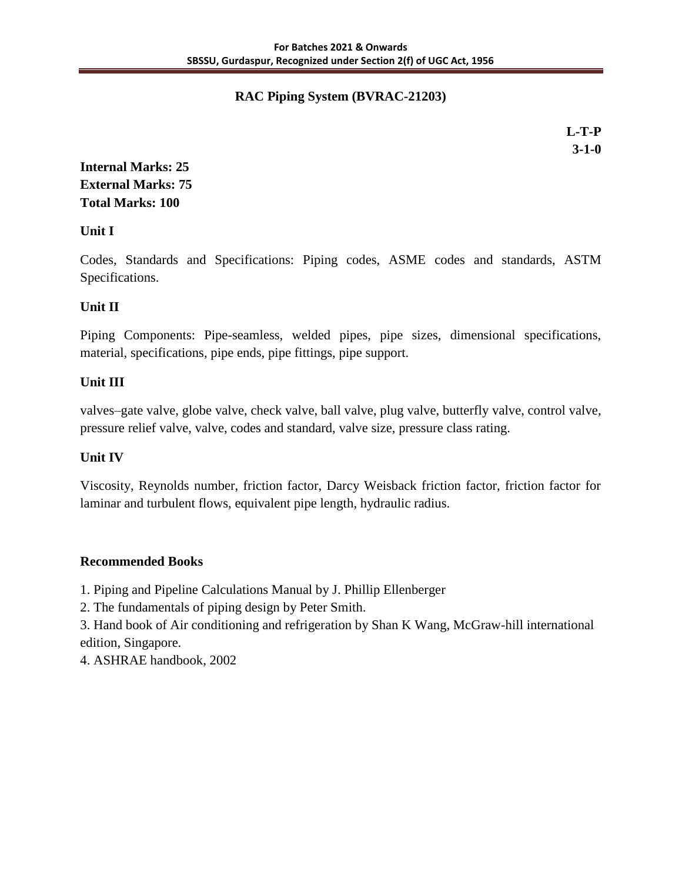## RAC Piping System (BVRAC-21203)

**L-T-P**
**3-1-0**

**Internal Marks: 25**
**External Marks: 75**
**Total Marks: 100**

### Unit I

Codes, Standards and Specifications: Piping codes, ASME codes and standards, ASTM Specifications.

### Unit II

Piping Components: Pipe-seamless, welded pipes, pipe sizes, dimensional specifications, material, specifications, pipe ends, pipe fittings, pipe support.

### Unit III

valves–gate valve, globe valve, check valve, ball valve, plug valve, butterfly valve, control valve, pressure relief valve, valve, codes and standard, valve size, pressure class rating.

### Unit IV

Viscosity, Reynolds number, friction factor, Darcy Weisback friction factor, friction factor for laminar and turbulent flows, equivalent pipe length, hydraulic radius.

### Recommended Books

1. Piping and Pipeline Calculations Manual by J. Phillip Ellenberger
2. The fundamentals of piping design by Peter Smith.
3. Hand book of Air conditioning and refrigeration by Shan K Wang, McGraw-hill international edition, Singapore.
4. ASHRAE handbook, 2002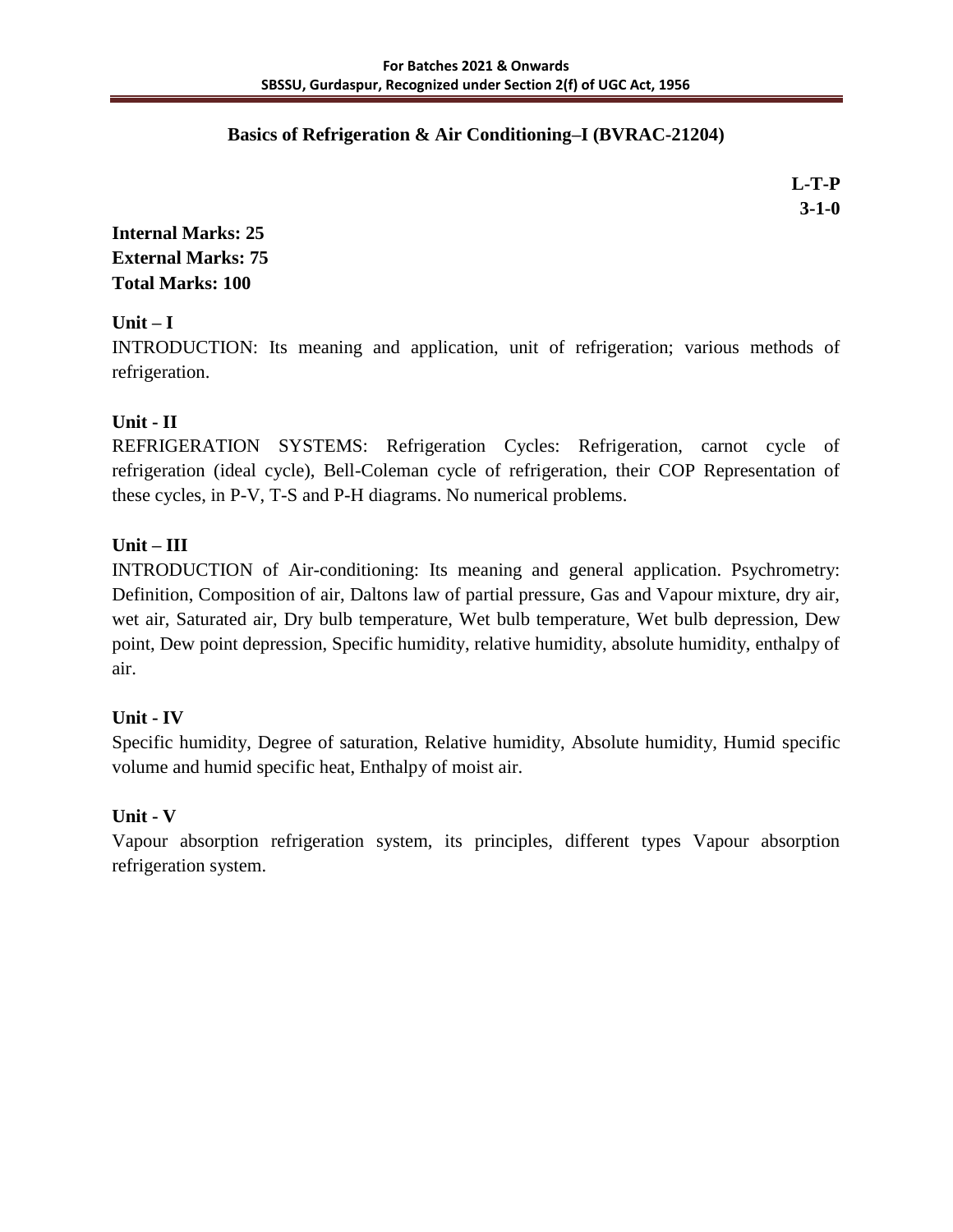## Basics of Refrigeration & Air Conditioning–I (BVRAC-21204)

**L-T-P**
**3-1-0**

**Internal Marks: 25**
**External Marks: 75**
**Total Marks: 100**

**Unit – I**

INTRODUCTION: Its meaning and application, unit of refrigeration; various methods of refrigeration.

**Unit - II**

REFRIGERATION SYSTEMS: Refrigeration Cycles: Refrigeration, carnot cycle of refrigeration (ideal cycle), Bell-Coleman cycle of refrigeration, their COP Representation of these cycles, in P-V, T-S and P-H diagrams. No numerical problems.

**Unit – III**

INTRODUCTION of Air-conditioning: Its meaning and general application. Psychrometry: Definition, Composition of air, Daltons law of partial pressure, Gas and Vapour mixture, dry air, wet air, Saturated air, Dry bulb temperature, Wet bulb temperature, Wet bulb depression, Dew point, Dew point depression, Specific humidity, relative humidity, absolute humidity, enthalpy of air.

**Unit - IV**

Specific humidity, Degree of saturation, Relative humidity, Absolute humidity, Humid specific volume and humid specific heat, Enthalpy of moist air.

**Unit - V**

Vapour absorption refrigeration system, its principles, different types Vapour absorption refrigeration system.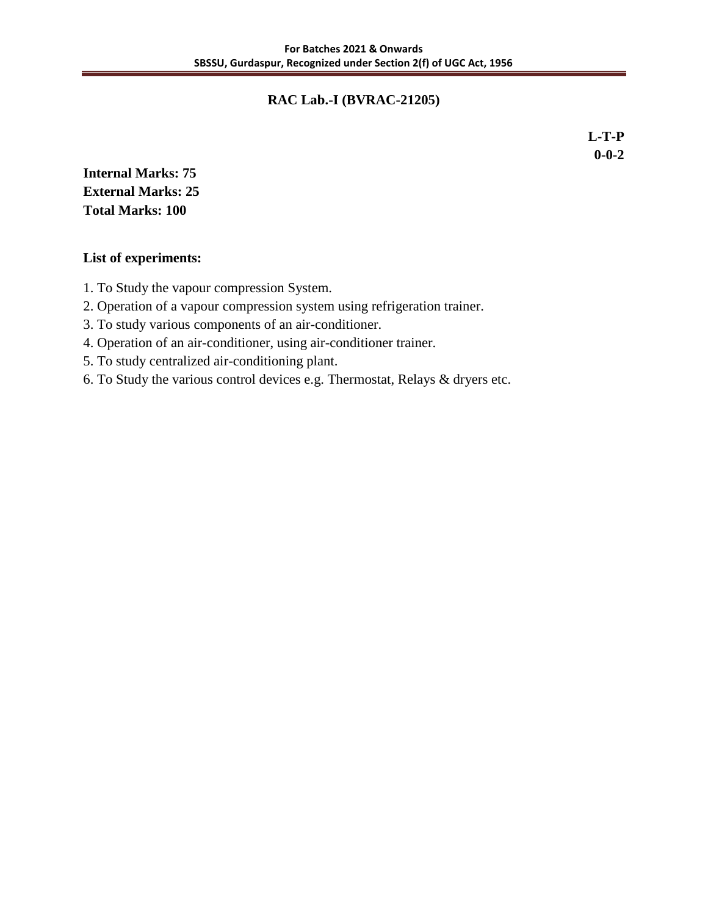## RAC Lab.-I (BVRAC-21205)

**L-T-P**
**0-0-2**

**Internal Marks: 75**
**External Marks: 25**
**Total Marks: 100**

**List of experiments:**

1. To Study the vapour compression System.
2. Operation of a vapour compression system using refrigeration trainer.
3. To study various components of an air-conditioner.
4. Operation of an air-conditioner, using air-conditioner trainer.
5. To study centralized air-conditioning plant.
6. To Study the various control devices e.g. Thermostat, Relays & dryers etc.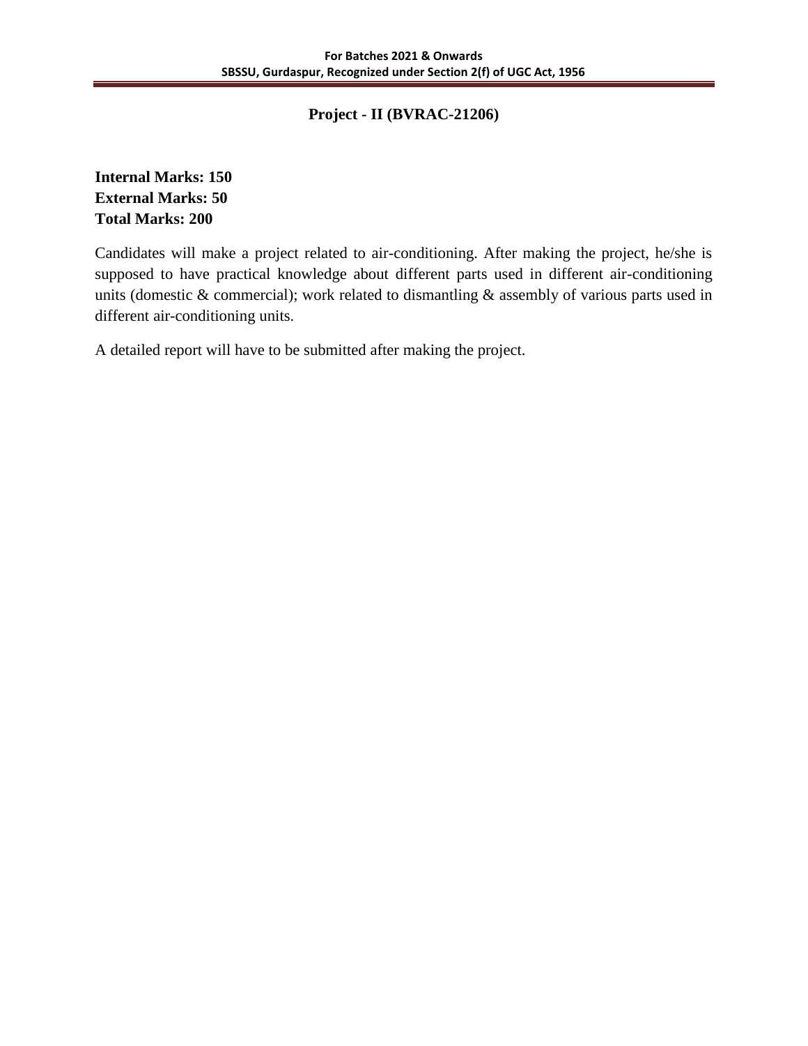## Project - II (BVRAC-21206)

**Internal Marks: 150**
**External Marks: 50**
**Total Marks: 200**

Candidates will make a project related to air-conditioning. After making the project, he/she is supposed to have practical knowledge about different parts used in different air-conditioning units (domestic & commercial); work related to dismantling & assembly of various parts used in different air-conditioning units.

A detailed report will have to be submitted after making the project.